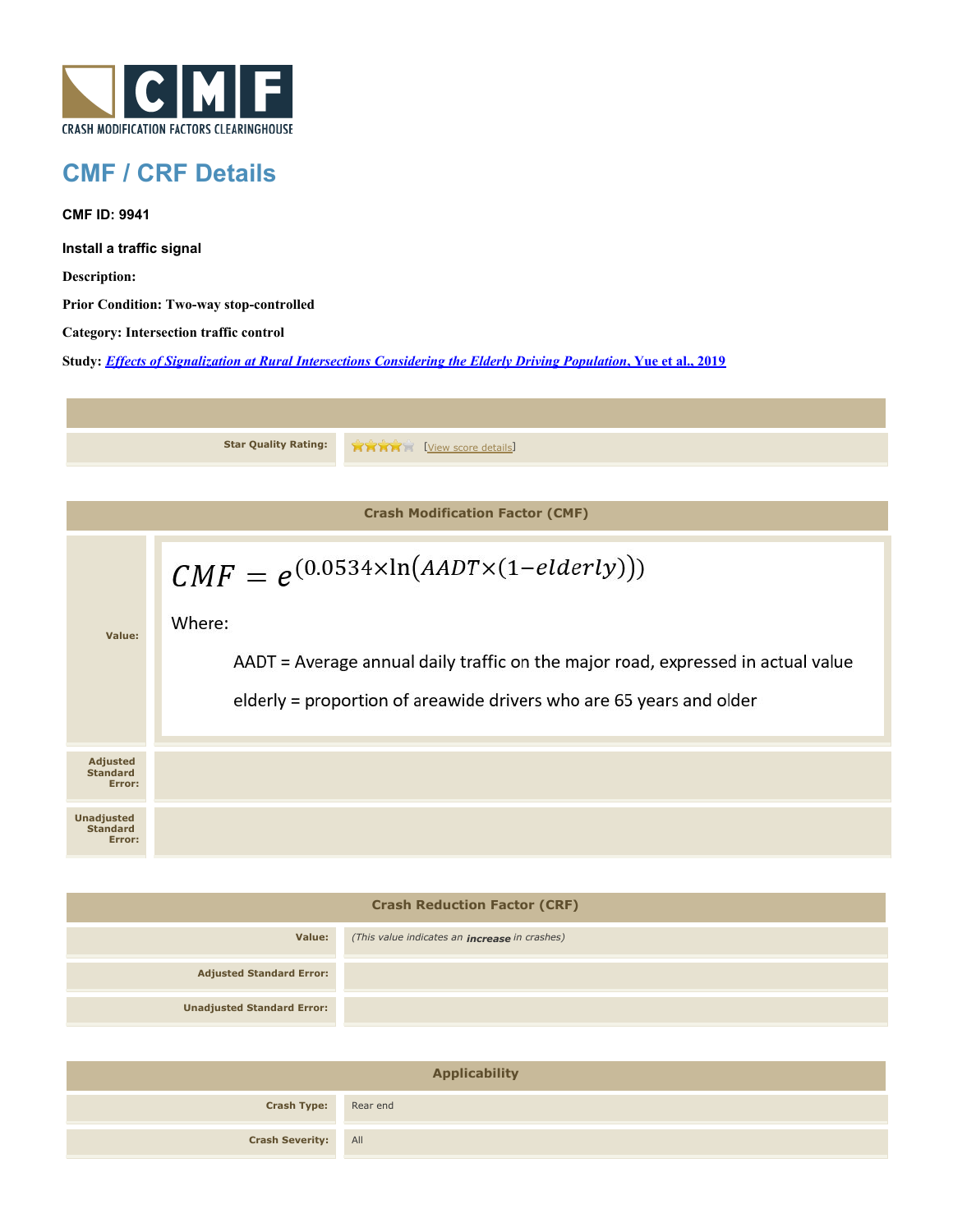CRASH MODIFICATION FACTORS CLEARINGHOUSE

# CMF / CRF Details

**CMF ID: 9941**

**Install a traffic signal**

**Description:**

**Prior Condition: Two-way stop-controlled**

**Category: Intersection traffic control**

**Study:** [*Effects of Signalization at Rural Intersections Considering the Elderly Driving Population*, Yue et al., 2019]

| | |
|---|---|
| **Star Quality Rating:** | ★★★★☆ [View score details] |

## Crash Modification Factor (CMF)

| | |
|---|---|
| **Value:** | $$CMF = e^{(0.0534 \times \ln(AADT \times (1 - elderly)))}$$ Where: AADT = Average annual daily traffic on the major road, expressed in actual value; elderly = proportion of areawide drivers who are 65 years and older |
| **Adjusted Standard Error:** | |
| **Unadjusted Standard Error:** | |

## Crash Reduction Factor (CRF)

| | |
|---|---|
| **Value:** | *(This value indicates an* ***increase*** *in crashes)* |
| **Adjusted Standard Error:** | |
| **Unadjusted Standard Error:** | |

## Applicability

| | |
|---|---|
| **Crash Type:** | Rear end |
| **Crash Severity:** | All |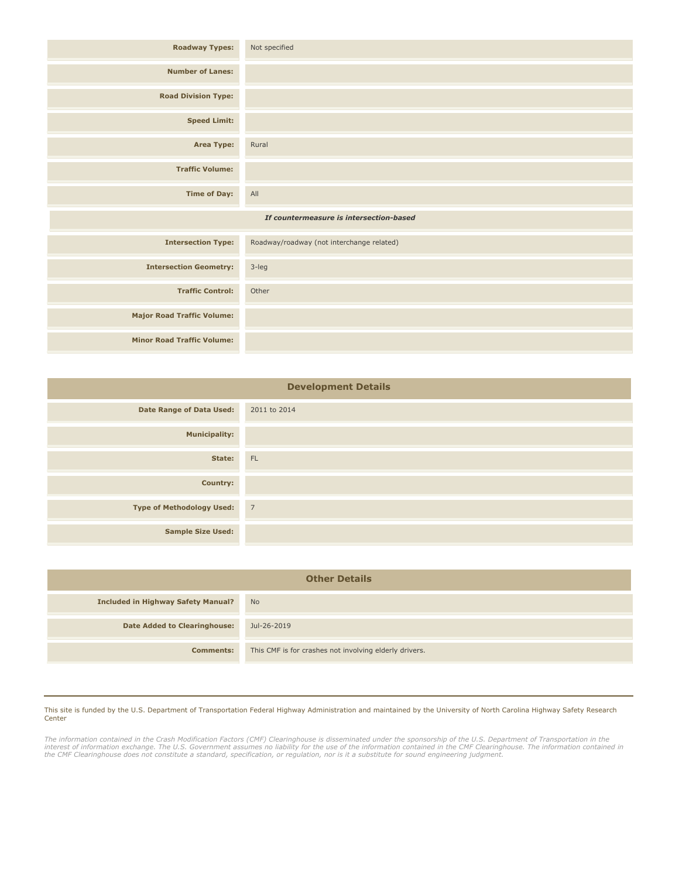| | |
|---|---|
| **Roadway Types:** | Not specified |
| **Number of Lanes:** | |
| **Road Division Type:** | |
| **Speed Limit:** | |
| **Area Type:** | Rural |
| **Traffic Volume:** | |
| **Time of Day:** | All |
| ***If countermeasure is intersection-based*** | |
| **Intersection Type:** | Roadway/roadway (not interchange related) |
| **Intersection Geometry:** | 3-leg |
| **Traffic Control:** | Other |
| **Major Road Traffic Volume:** | |
| **Minor Road Traffic Volume:** | |

## Development Details

| | |
|---|---|
| **Date Range of Data Used:** | 2011 to 2014 |
| **Municipality:** | |
| **State:** | FL |
| **Country:** | |
| **Type of Methodology Used:** | 7 |
| **Sample Size Used:** | |

## Other Details

| | |
|---|---|
| **Included in Highway Safety Manual?** | No |
| **Date Added to Clearinghouse:** | Jul-26-2019 |
| **Comments:** | This CMF is for crashes not involving elderly drivers. |

This site is funded by the U.S. Department of Transportation Federal Highway Administration and maintained by the University of North Carolina Highway Safety Research Center

*The information contained in the Crash Modification Factors (CMF) Clearinghouse is disseminated under the sponsorship of the U.S. Department of Transportation in the interest of information exchange. The U.S. Government assumes no liability for the use of the information contained in the CMF Clearinghouse. The information contained in the CMF Clearinghouse does not constitute a standard, specification, or regulation, nor is it a substitute for sound engineering judgment.*